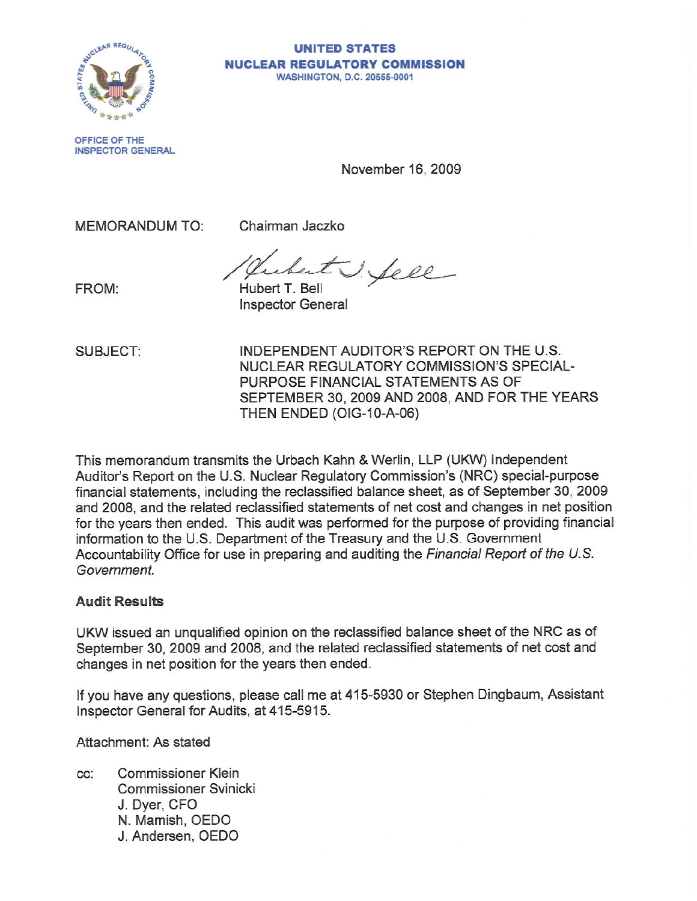**UNITED STATES**
**NUCLEAR REGULATORY COMMISSION**
WASHINGTON, D.C. 20555-0001

OFFICE OF THE
INSPECTOR GENERAL

November 16, 2009

MEMORANDUM TO: Chairman Jaczko

FROM: Hubert T. Bell
Inspector General

SUBJECT: INDEPENDENT AUDITOR'S REPORT ON THE U.S. NUCLEAR REGULATORY COMMISSION'S SPECIAL-PURPOSE FINANCIAL STATEMENTS AS OF SEPTEMBER 30, 2009 AND 2008, AND FOR THE YEARS THEN ENDED (OIG-10-A-06)

This memorandum transmits the Urbach Kahn & Werlin, LLP (UKW) Independent Auditor's Report on the U.S. Nuclear Regulatory Commission's (NRC) special-purpose financial statements, including the reclassified balance sheet, as of September 30, 2009 and 2008, and the related reclassified statements of net cost and changes in net position for the years then ended. This audit was performed for the purpose of providing financial information to the U.S. Department of the Treasury and the U.S. Government Accountability Office for use in preparing and auditing the *Financial Report of the U.S. Government.*

**Audit Results**

UKW issued an unqualified opinion on the reclassified balance sheet of the NRC as of September 30, 2009 and 2008, and the related reclassified statements of net cost and changes in net position for the years then ended.

If you have any questions, please call me at 415-5930 or Stephen Dingbaum, Assistant Inspector General for Audits, at 415-5915.

Attachment: As stated

cc: Commissioner Klein
Commissioner Svinicki
J. Dyer, CFO
N. Mamish, OEDO
J. Andersen, OEDO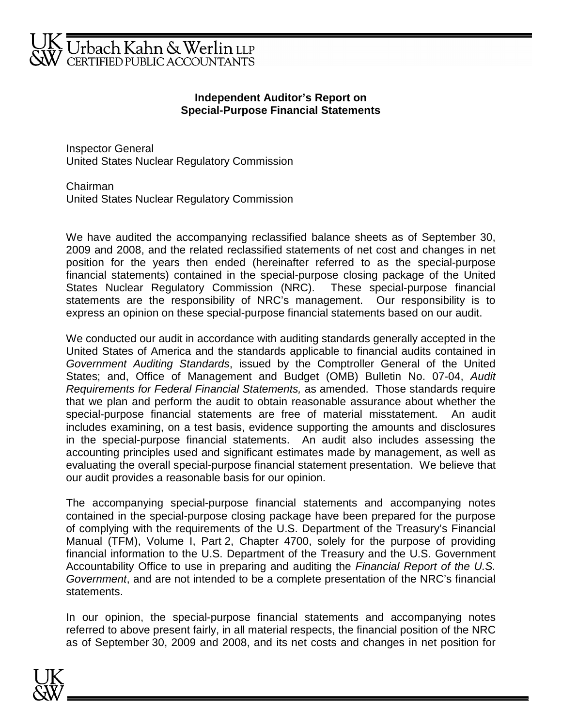Urbach Kahn & Werlin LLP
CERTIFIED PUBLIC ACCOUNTANTS

## Independent Auditor's Report on Special-Purpose Financial Statements

Inspector General
United States Nuclear Regulatory Commission

Chairman
United States Nuclear Regulatory Commission

We have audited the accompanying reclassified balance sheets as of September 30, 2009 and 2008, and the related reclassified statements of net cost and changes in net position for the years then ended (hereinafter referred to as the special-purpose financial statements) contained in the special-purpose closing package of the United States Nuclear Regulatory Commission (NRC). These special-purpose financial statements are the responsibility of NRC's management. Our responsibility is to express an opinion on these special-purpose financial statements based on our audit.

We conducted our audit in accordance with auditing standards generally accepted in the United States of America and the standards applicable to financial audits contained in *Government Auditing Standards*, issued by the Comptroller General of the United States; and, Office of Management and Budget (OMB) Bulletin No. 07-04, *Audit Requirements for Federal Financial Statements,* as amended. Those standards require that we plan and perform the audit to obtain reasonable assurance about whether the special-purpose financial statements are free of material misstatement. An audit includes examining, on a test basis, evidence supporting the amounts and disclosures in the special-purpose financial statements. An audit also includes assessing the accounting principles used and significant estimates made by management, as well as evaluating the overall special-purpose financial statement presentation. We believe that our audit provides a reasonable basis for our opinion.

The accompanying special-purpose financial statements and accompanying notes contained in the special-purpose closing package have been prepared for the purpose of complying with the requirements of the U.S. Department of the Treasury's Financial Manual (TFM), Volume I, Part 2, Chapter 4700, solely for the purpose of providing financial information to the U.S. Department of the Treasury and the U.S. Government Accountability Office to use in preparing and auditing the *Financial Report of the U.S. Government*, and are not intended to be a complete presentation of the NRC's financial statements.

In our opinion, the special-purpose financial statements and accompanying notes referred to above present fairly, in all material respects, the financial position of the NRC as of September 30, 2009 and 2008, and its net costs and changes in net position for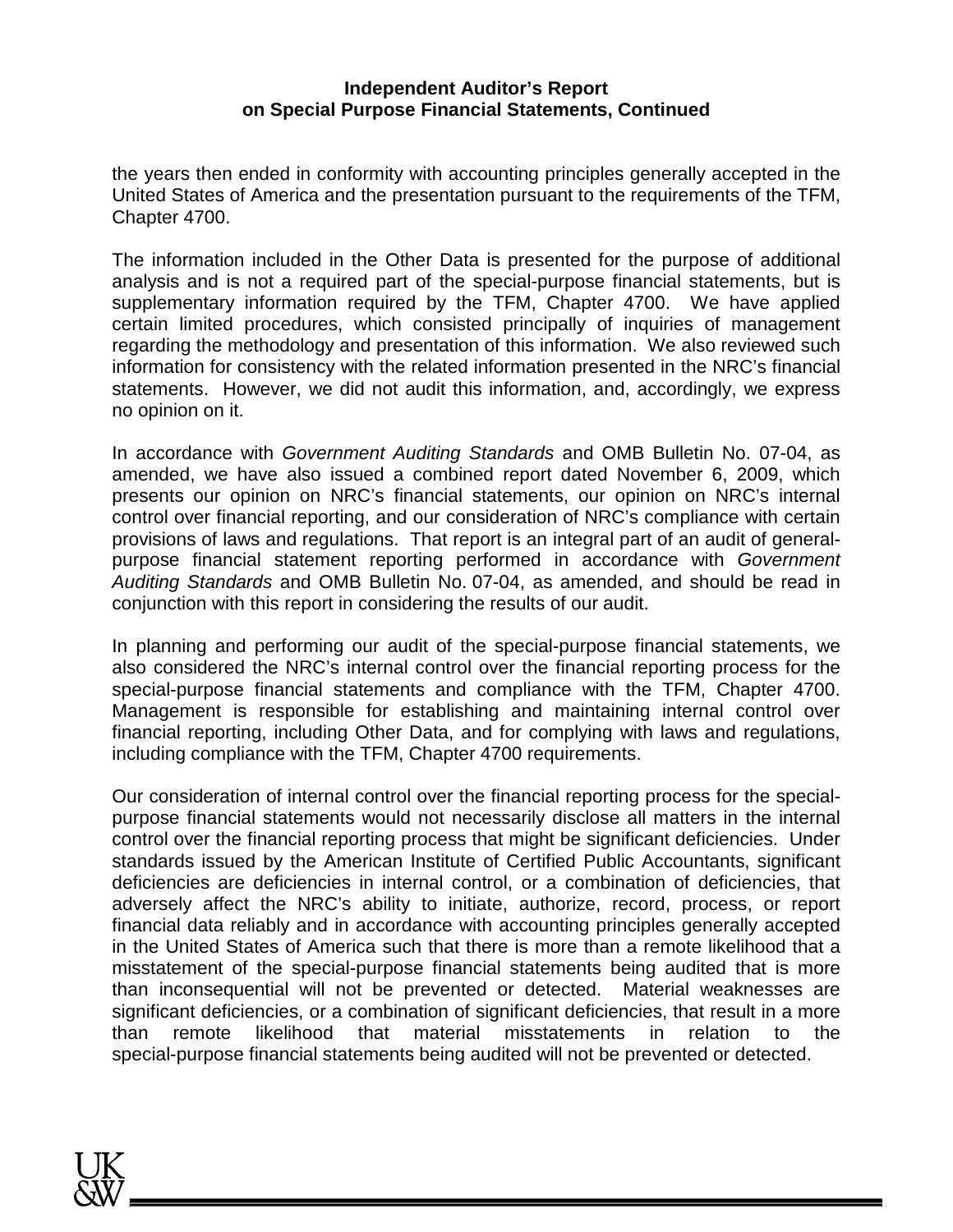the years then ended in conformity with accounting principles generally accepted in the United States of America and the presentation pursuant to the requirements of the TFM, Chapter 4700.

The information included in the Other Data is presented for the purpose of additional analysis and is not a required part of the special-purpose financial statements, but is supplementary information required by the TFM, Chapter 4700. We have applied certain limited procedures, which consisted principally of inquiries of management regarding the methodology and presentation of this information. We also reviewed such information for consistency with the related information presented in the NRC's financial statements. However, we did not audit this information, and, accordingly, we express no opinion on it.

In accordance with *Government Auditing Standards* and OMB Bulletin No. 07-04, as amended, we have also issued a combined report dated November 6, 2009, which presents our opinion on NRC's financial statements, our opinion on NRC's internal control over financial reporting, and our consideration of NRC's compliance with certain provisions of laws and regulations. That report is an integral part of an audit of general-purpose financial statement reporting performed in accordance with *Government Auditing Standards* and OMB Bulletin No. 07-04, as amended, and should be read in conjunction with this report in considering the results of our audit.

In planning and performing our audit of the special-purpose financial statements, we also considered the NRC's internal control over the financial reporting process for the special-purpose financial statements and compliance with the TFM, Chapter 4700. Management is responsible for establishing and maintaining internal control over financial reporting, including Other Data, and for complying with laws and regulations, including compliance with the TFM, Chapter 4700 requirements.

Our consideration of internal control over the financial reporting process for the special-purpose financial statements would not necessarily disclose all matters in the internal control over the financial reporting process that might be significant deficiencies. Under standards issued by the American Institute of Certified Public Accountants, significant deficiencies are deficiencies in internal control, or a combination of deficiencies, that adversely affect the NRC's ability to initiate, authorize, record, process, or report financial data reliably and in accordance with accounting principles generally accepted in the United States of America such that there is more than a remote likelihood that a misstatement of the special-purpose financial statements being audited that is more than inconsequential will not be prevented or detected. Material weaknesses are significant deficiencies, or a combination of significant deficiencies, that result in a more than remote likelihood that material misstatements in relation to the special-purpose financial statements being audited will not be prevented or detected.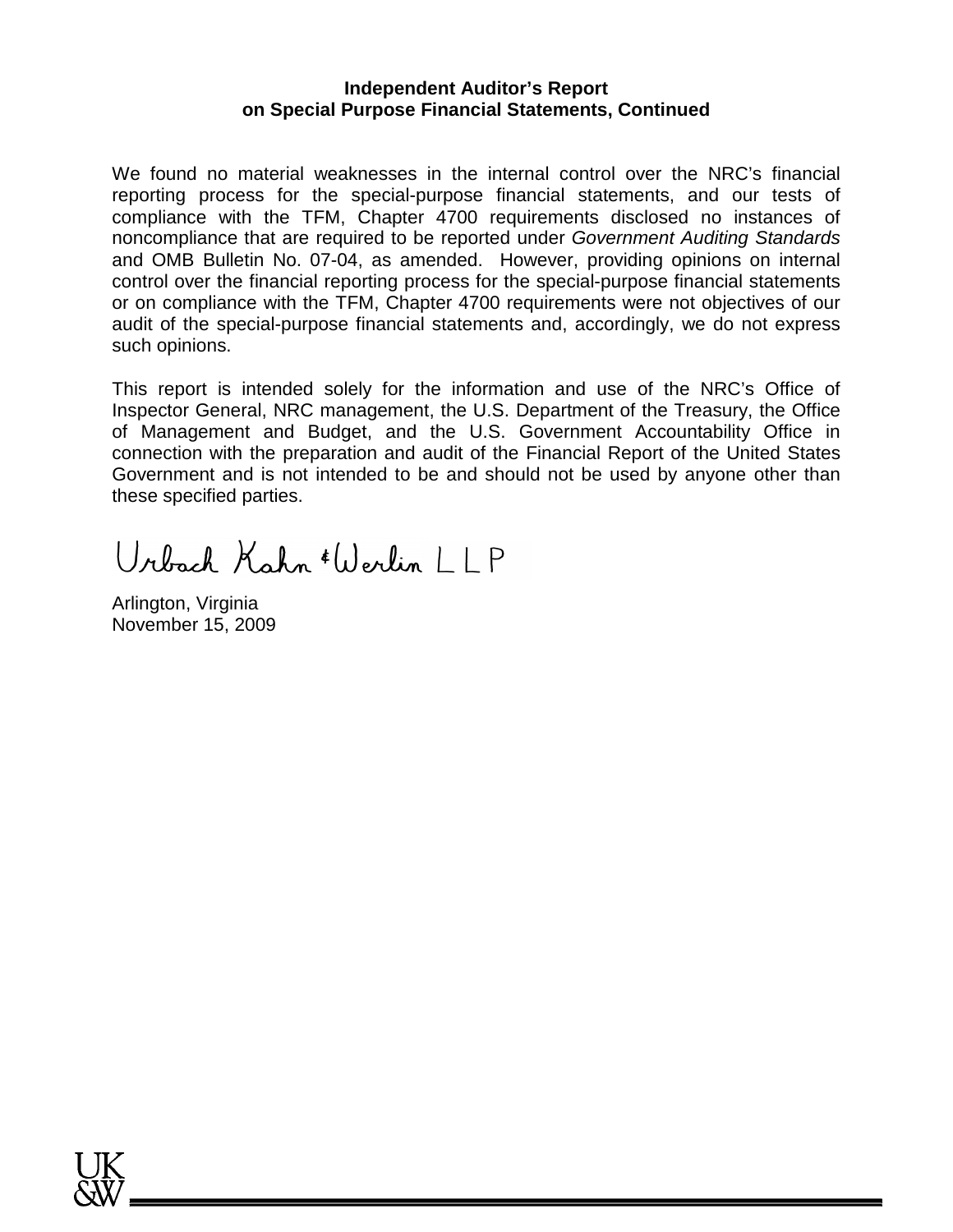**Independent Auditor's Report on Special Purpose Financial Statements, Continued**

We found no material weaknesses in the internal control over the NRC's financial reporting process for the special-purpose financial statements, and our tests of compliance with the TFM, Chapter 4700 requirements disclosed no instances of noncompliance that are required to be reported under *Government Auditing Standards* and OMB Bulletin No. 07-04, as amended. However, providing opinions on internal control over the financial reporting process for the special-purpose financial statements or on compliance with the TFM, Chapter 4700 requirements were not objectives of our audit of the special-purpose financial statements and, accordingly, we do not express such opinions.

This report is intended solely for the information and use of the NRC's Office of Inspector General, NRC management, the U.S. Department of the Treasury, the Office of Management and Budget, and the U.S. Government Accountability Office in connection with the preparation and audit of the Financial Report of the United States Government and is not intended to be and should not be used by anyone other than these specified parties.

Urbach Kahn & Werlin LLP

Arlington, Virginia
November 15, 2009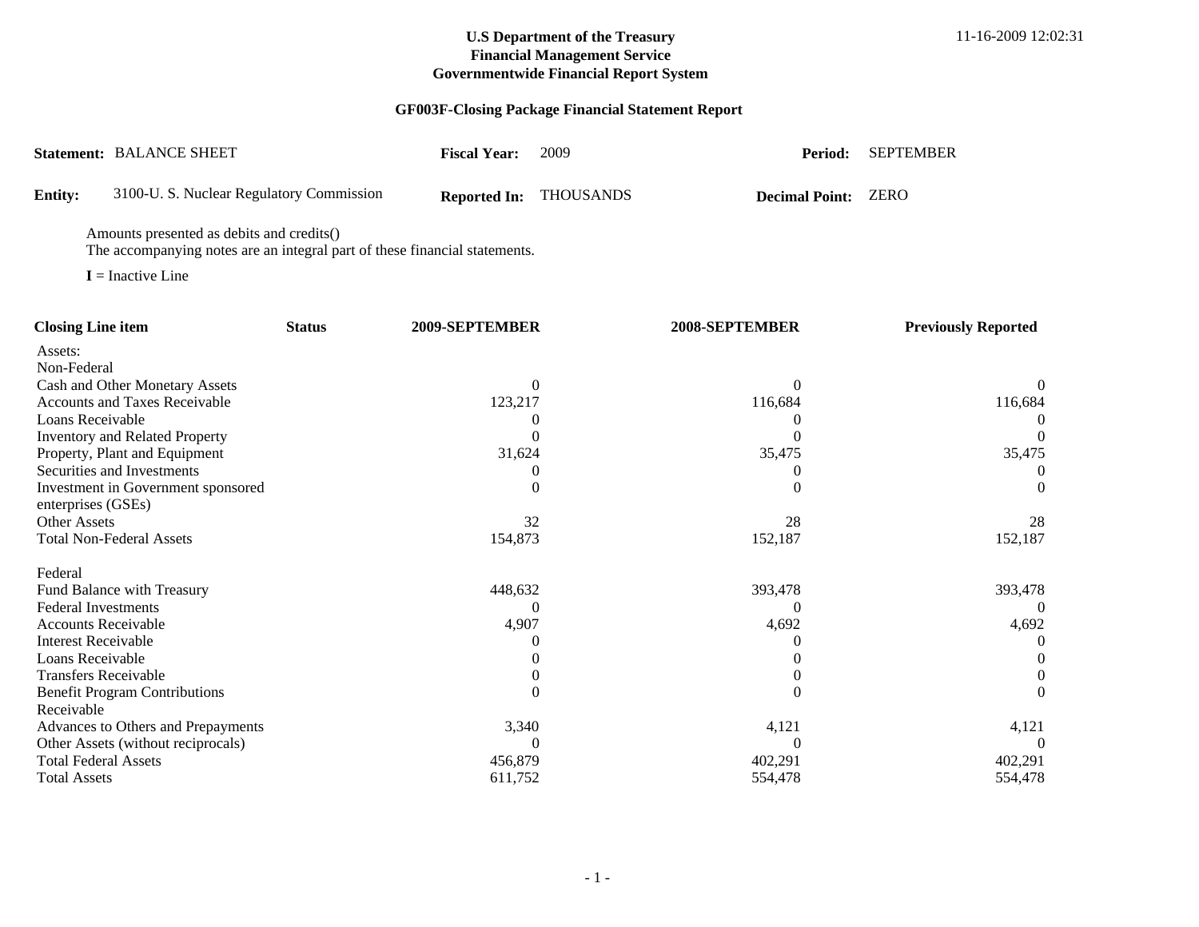**U.S Department of the Treasury**
**Financial Management Service**
**Governmentwide Financial Report System**

11-16-2009 12:02:31

## GF003F-Closing Package Financial Statement Report

**Statement:** BALANCE SHEET **Fiscal Year:** 2009 **Period:** SEPTEMBER

**Entity:** 3100-U. S. Nuclear Regulatory Commission **Reported In:** THOUSANDS **Decimal Point:** ZERO

Amounts presented as debits and credits()
The accompanying notes are an integral part of these financial statements.

**I** = Inactive Line

| Closing Line item | Status | 2009-SEPTEMBER | 2008-SEPTEMBER | Previously Reported |
|---|---|---|---|---|
| Assets: | | | | |
| Non-Federal | | | | |
| Cash and Other Monetary Assets | | 0 | 0 | 0 |
| Accounts and Taxes Receivable | | 123,217 | 116,684 | 116,684 |
| Loans Receivable | | 0 | 0 | 0 |
| Inventory and Related Property | | 0 | 0 | 0 |
| Property, Plant and Equipment | | 31,624 | 35,475 | 35,475 |
| Securities and Investments | | 0 | 0 | 0 |
| Investment in Government sponsored enterprises (GSEs) | | 0 | 0 | 0 |
| Other Assets | | 32 | 28 | 28 |
| Total Non-Federal Assets | | 154,873 | 152,187 | 152,187 |
| Federal | | | | |
| Fund Balance with Treasury | | 448,632 | 393,478 | 393,478 |
| Federal Investments | | 0 | 0 | 0 |
| Accounts Receivable | | 4,907 | 4,692 | 4,692 |
| Interest Receivable | | 0 | 0 | 0 |
| Loans Receivable | | 0 | 0 | 0 |
| Transfers Receivable | | 0 | 0 | 0 |
| Benefit Program Contributions Receivable | | 0 | 0 | 0 |
| Advances to Others and Prepayments | | 3,340 | 4,121 | 4,121 |
| Other Assets (without reciprocals) | | 0 | 0 | 0 |
| Total Federal Assets | | 456,879 | 402,291 | 402,291 |
| Total Assets | | 611,752 | 554,478 | 554,478 |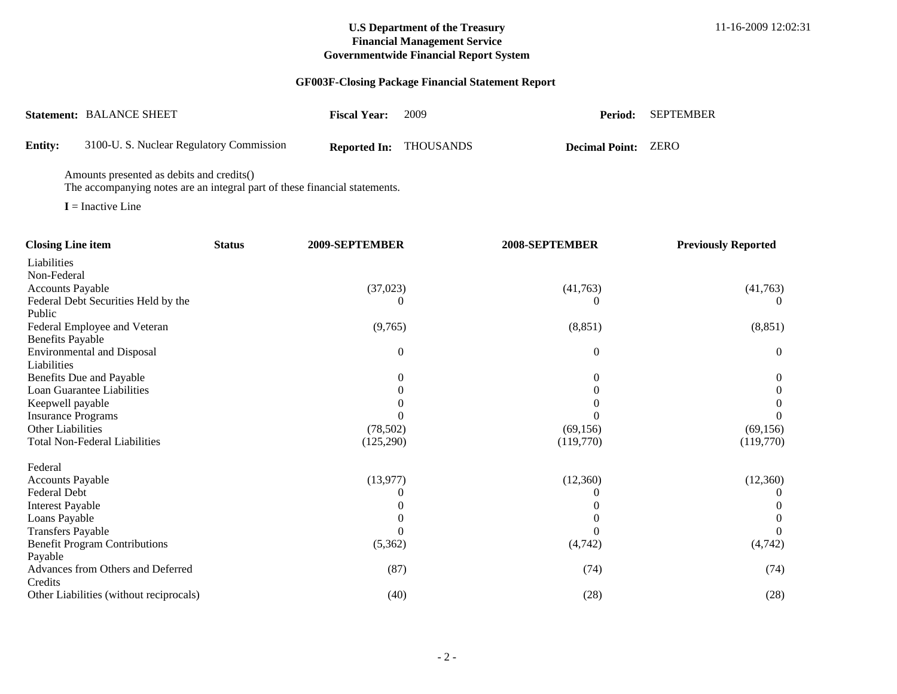**U.S Department of the Treasury**
**Financial Management Service**
**Governmentwide Financial Report System**

11-16-2009 12:02:31

## GF003F-Closing Package Financial Statement Report

**Statement:** BALANCE SHEET **Fiscal Year:** 2009 **Period:** SEPTEMBER

**Entity:** 3100-U. S. Nuclear Regulatory Commission **Reported In:** THOUSANDS **Decimal Point:** ZERO

Amounts presented as debits and credits()
The accompanying notes are an integral part of these financial statements.

**I** = Inactive Line

| Closing Line item | Status | 2009-SEPTEMBER | 2008-SEPTEMBER | Previously Reported |
|---|---|---|---|---|
| Liabilities | | | | |
| Non-Federal | | | | |
| Accounts Payable | | (37,023) | (41,763) | (41,763) |
| Federal Debt Securities Held by the Public | | 0 | 0 | 0 |
| Federal Employee and Veteran Benefits Payable | | (9,765) | (8,851) | (8,851) |
| Environmental and Disposal Liabilities | | 0 | 0 | 0 |
| Benefits Due and Payable | | 0 | 0 | 0 |
| Loan Guarantee Liabilities | | 0 | 0 | 0 |
| Keepwell payable | | 0 | 0 | 0 |
| Insurance Programs | | 0 | 0 | 0 |
| Other Liabilities | | (78,502) | (69,156) | (69,156) |
| Total Non-Federal Liabilities | | (125,290) | (119,770) | (119,770) |
| Federal | | | | |
| Accounts Payable | | (13,977) | (12,360) | (12,360) |
| Federal Debt | | 0 | 0 | 0 |
| Interest Payable | | 0 | 0 | 0 |
| Loans Payable | | 0 | 0 | 0 |
| Transfers Payable | | 0 | 0 | 0 |
| Benefit Program Contributions Payable | | (5,362) | (4,742) | (4,742) |
| Advances from Others and Deferred Credits | | (87) | (74) | (74) |
| Other Liabilities (without reciprocals) | | (40) | (28) | (28) |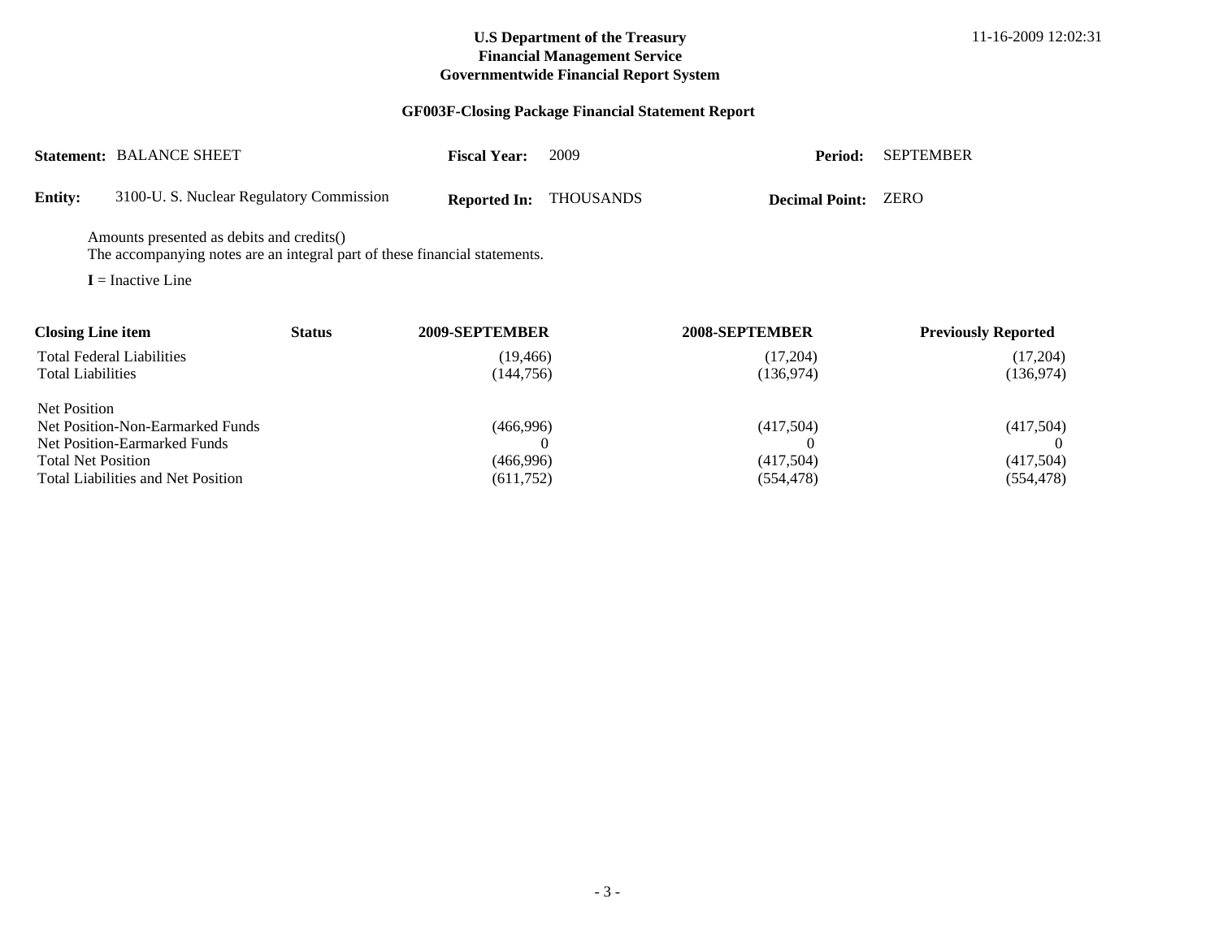**U.S Department of the Treasury**
**Financial Management Service**
**Governmentwide Financial Report System**

11-16-2009 12:02:31

## GF003F-Closing Package Financial Statement Report

**Statement:** BALANCE SHEET **Fiscal Year:** 2009 **Period:** SEPTEMBER

**Entity:** 3100-U. S. Nuclear Regulatory Commission **Reported In:** THOUSANDS **Decimal Point:** ZERO

Amounts presented as debits and credits()
The accompanying notes are an integral part of these financial statements.

**I** = Inactive Line

| Closing Line item | Status | 2009-SEPTEMBER | 2008-SEPTEMBER | Previously Reported |
|---|---|---|---|---|
| Total Federal Liabilities | | (19,466) | (17,204) | (17,204) |
| Total Liabilities | | (144,756) | (136,974) | (136,974) |
| Net Position | | | | |
| Net Position-Non-Earmarked Funds | | (466,996) | (417,504) | (417,504) |
| Net Position-Earmarked Funds | | 0 | 0 | 0 |
| Total Net Position | | (466,996) | (417,504) | (417,504) |
| Total Liabilities and Net Position | | (611,752) | (554,478) | (554,478) |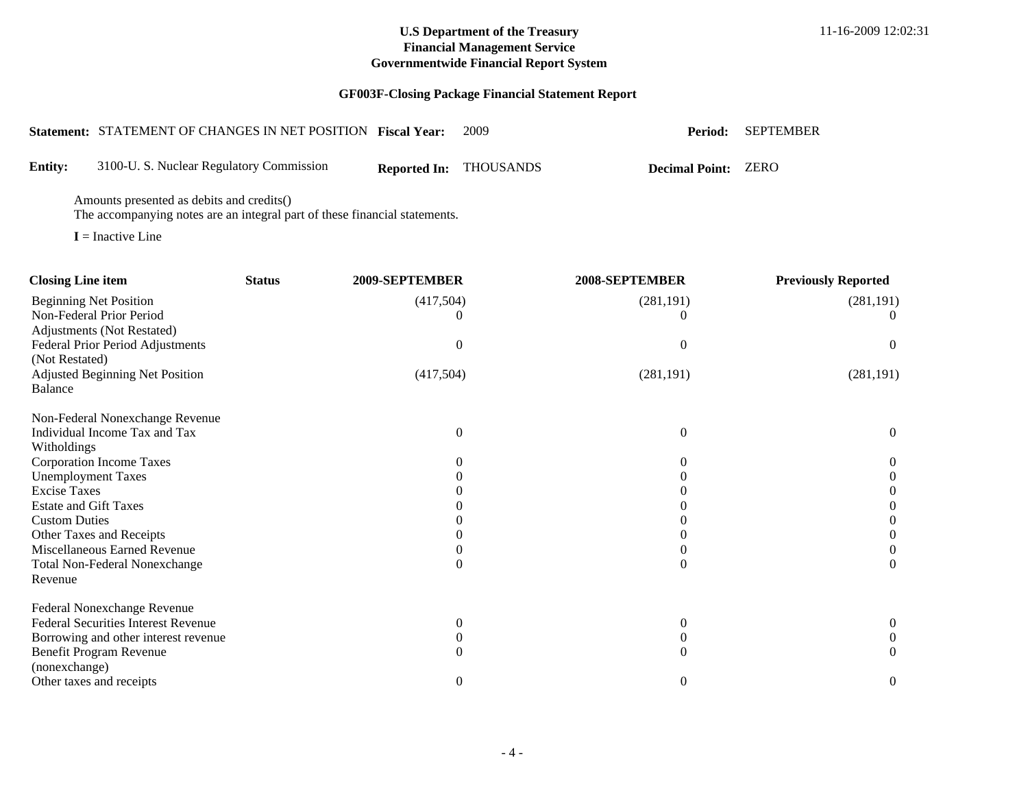**U.S Department of the Treasury**
**Financial Management Service**
**Governmentwide Financial Report System**

11-16-2009 12:02:31

**GF003F-Closing Package Financial Statement Report**

**Statement:** STATEMENT OF CHANGES IN NET POSITION **Fiscal Year:** 2009 **Period:** SEPTEMBER

**Entity:** 3100-U. S. Nuclear Regulatory Commission **Reported In:** THOUSANDS **Decimal Point:** ZERO

Amounts presented as debits and credits()
The accompanying notes are an integral part of these financial statements.

**I** = Inactive Line

| Closing Line item | Status | 2009-SEPTEMBER | 2008-SEPTEMBER | Previously Reported |
|---|---|---|---|---|
| Beginning Net Position | | (417,504) | (281,191) | (281,191) |
| Non-Federal Prior Period Adjustments (Not Restated) | | 0 | 0 | 0 |
| Federal Prior Period Adjustments (Not Restated) | | 0 | 0 | 0 |
| Adjusted Beginning Net Position Balance | | (417,504) | (281,191) | (281,191) |
| Non-Federal Nonexchange Revenue | | | | |
| Individual Income Tax and Tax Witholdings | | 0 | 0 | 0 |
| Corporation Income Taxes | | 0 | 0 | 0 |
| Unemployment Taxes | | 0 | 0 | 0 |
| Excise Taxes | | 0 | 0 | 0 |
| Estate and Gift Taxes | | 0 | 0 | 0 |
| Custom Duties | | 0 | 0 | 0 |
| Other Taxes and Receipts | | 0 | 0 | 0 |
| Miscellaneous Earned Revenue | | 0 | 0 | 0 |
| Total Non-Federal Nonexchange Revenue | | 0 | 0 | 0 |
| Federal Nonexchange Revenue | | | | |
| Federal Securities Interest Revenue | | 0 | 0 | 0 |
| Borrowing and other interest revenue | | 0 | 0 | 0 |
| Benefit Program Revenue (nonexchange) | | 0 | 0 | 0 |
| Other taxes and receipts | | 0 | 0 | 0 |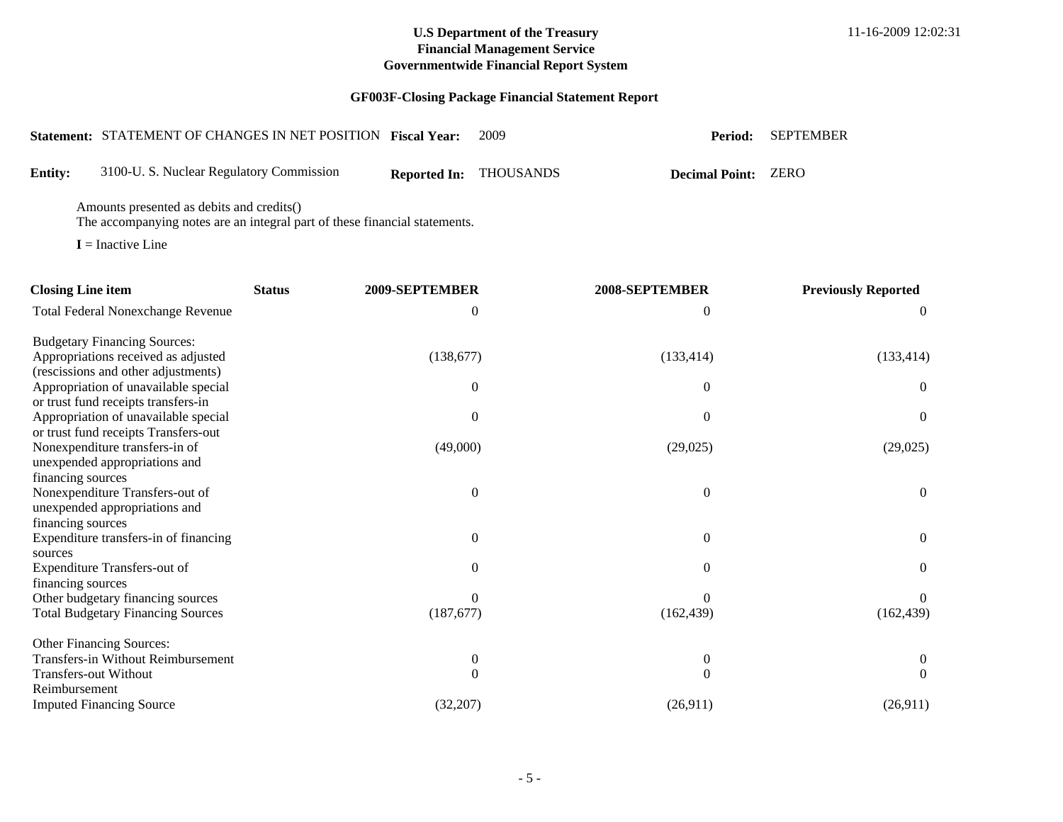**U.S Department of the Treasury**
**Financial Management Service**
**Governmentwide Financial Report System**

11-16-2009 12:02:31

## GF003F-Closing Package Financial Statement Report

**Statement:** STATEMENT OF CHANGES IN NET POSITION **Fiscal Year:** 2009 **Period:** SEPTEMBER

**Entity:** 3100-U. S. Nuclear Regulatory Commission **Reported In:** THOUSANDS **Decimal Point:** ZERO

Amounts presented as debits and credits()
The accompanying notes are an integral part of these financial statements.

**I** = Inactive Line

| Closing Line item | Status | 2009-SEPTEMBER | 2008-SEPTEMBER | Previously Reported |
|---|---|---|---|---|
| Total Federal Nonexchange Revenue | | 0 | 0 | 0 |
| Budgetary Financing Sources: | | | | |
| Appropriations received as adjusted (rescissions and other adjustments) | | (138,677) | (133,414) | (133,414) |
| Appropriation of unavailable special or trust fund receipts transfers-in | | 0 | 0 | 0 |
| Appropriation of unavailable special or trust fund receipts Transfers-out | | 0 | 0 | 0 |
| Nonexpenditure transfers-in of unexpended appropriations and financing sources | | (49,000) | (29,025) | (29,025) |
| Nonexpenditure Transfers-out of unexpended appropriations and financing sources | | 0 | 0 | 0 |
| Expenditure transfers-in of financing sources | | 0 | 0 | 0 |
| Expenditure Transfers-out of financing sources | | 0 | 0 | 0 |
| Other budgetary financing sources | | 0 | 0 | 0 |
| Total Budgetary Financing Sources | | (187,677) | (162,439) | (162,439) |
| Other Financing Sources: | | | | |
| Transfers-in Without Reimbursement | | 0 | 0 | 0 |
| Transfers-out Without Reimbursement | | 0 | 0 | 0 |
| Imputed Financing Source | | (32,207) | (26,911) | (26,911) |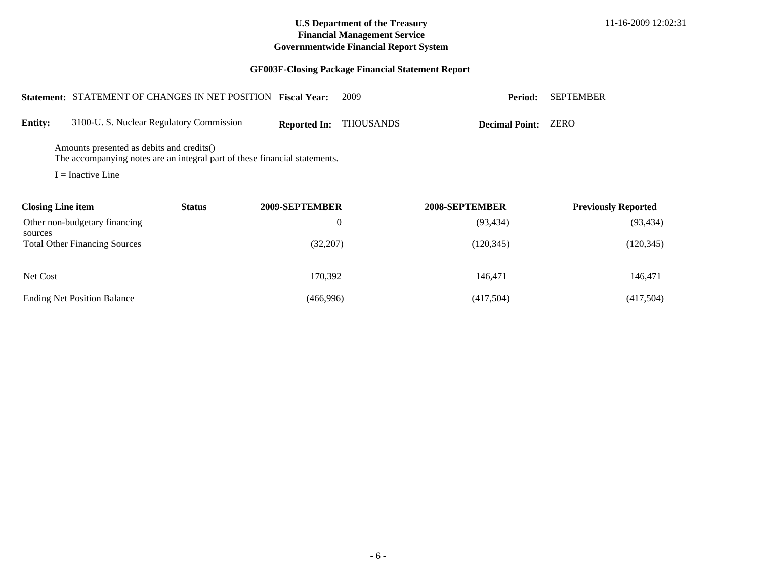**U.S Department of the Treasury**
**Financial Management Service**
**Governmentwide Financial Report System**

11-16-2009 12:02:31

**GF003F-Closing Package Financial Statement Report**

**Statement:** STATEMENT OF CHANGES IN NET POSITION **Fiscal Year:** 2009 **Period:** SEPTEMBER

**Entity:** 3100-U. S. Nuclear Regulatory Commission **Reported In:** THOUSANDS **Decimal Point:** ZERO

Amounts presented as debits and credits()
The accompanying notes are an integral part of these financial statements.

**I** = Inactive Line

| Closing Line item | Status | 2009-SEPTEMBER | 2008-SEPTEMBER | Previously Reported |
|---|---|---|---|---|
| Other non-budgetary financing sources | | 0 | (93,434) | (93,434) |
| Total Other Financing Sources | | (32,207) | (120,345) | (120,345) |
| Net Cost | | 170,392 | 146,471 | 146,471 |
| Ending Net Position Balance | | (466,996) | (417,504) | (417,504) |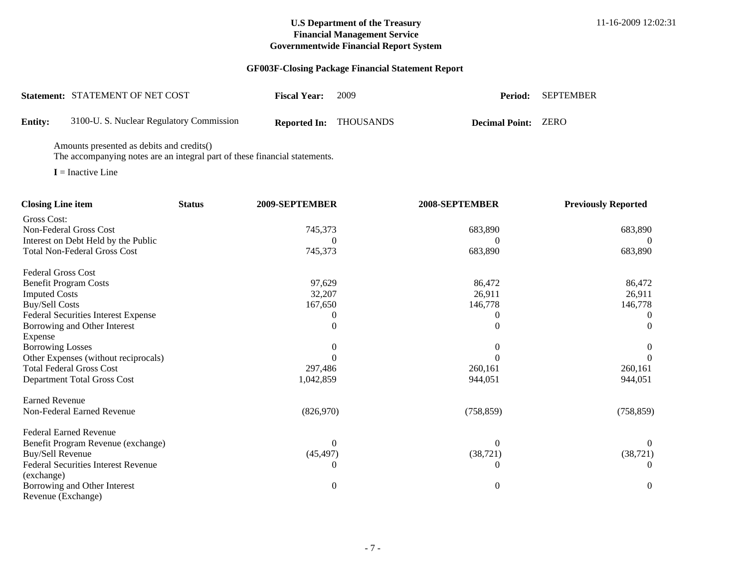**U.S Department of the Treasury**
**Financial Management Service**
**Governmentwide Financial Report System**

11-16-2009 12:02:31

## GF003F-Closing Package Financial Statement Report

**Statement:** STATEMENT OF NET COST **Fiscal Year:** 2009 **Period:** SEPTEMBER

**Entity:** 3100-U. S. Nuclear Regulatory Commission **Reported In:** THOUSANDS **Decimal Point:** ZERO

Amounts presented as debits and credits()
The accompanying notes are an integral part of these financial statements.

**I** = Inactive Line

| Closing Line item | Status | 2009-SEPTEMBER | 2008-SEPTEMBER | Previously Reported |
|---|---|---|---|---|
| Gross Cost: | | | | |
| Non-Federal Gross Cost | | 745,373 | 683,890 | 683,890 |
| Interest on Debt Held by the Public | | 0 | 0 | 0 |
| Total Non-Federal Gross Cost | | 745,373 | 683,890 | 683,890 |
| | | | | |
| Federal Gross Cost | | | | |
| Benefit Program Costs | | 97,629 | 86,472 | 86,472 |
| Imputed Costs | | 32,207 | 26,911 | 26,911 |
| Buy/Sell Costs | | 167,650 | 146,778 | 146,778 |
| Federal Securities Interest Expense | | 0 | 0 | 0 |
| Borrowing and Other Interest Expense | | 0 | 0 | 0 |
| Borrowing Losses | | 0 | 0 | 0 |
| Other Expenses (without reciprocals) | | 0 | 0 | 0 |
| Total Federal Gross Cost | | 297,486 | 260,161 | 260,161 |
| Department Total Gross Cost | | 1,042,859 | 944,051 | 944,051 |
| | | | | |
| Earned Revenue | | | | |
| Non-Federal Earned Revenue | | (826,970) | (758,859) | (758,859) |
| | | | | |
| Federal Earned Revenue | | | | |
| Benefit Program Revenue (exchange) | | 0 | 0 | 0 |
| Buy/Sell Revenue | | (45,497) | (38,721) | (38,721) |
| Federal Securities Interest Revenue (exchange) | | 0 | 0 | 0 |
| Borrowing and Other Interest Revenue (Exchange) | | 0 | 0 | 0 |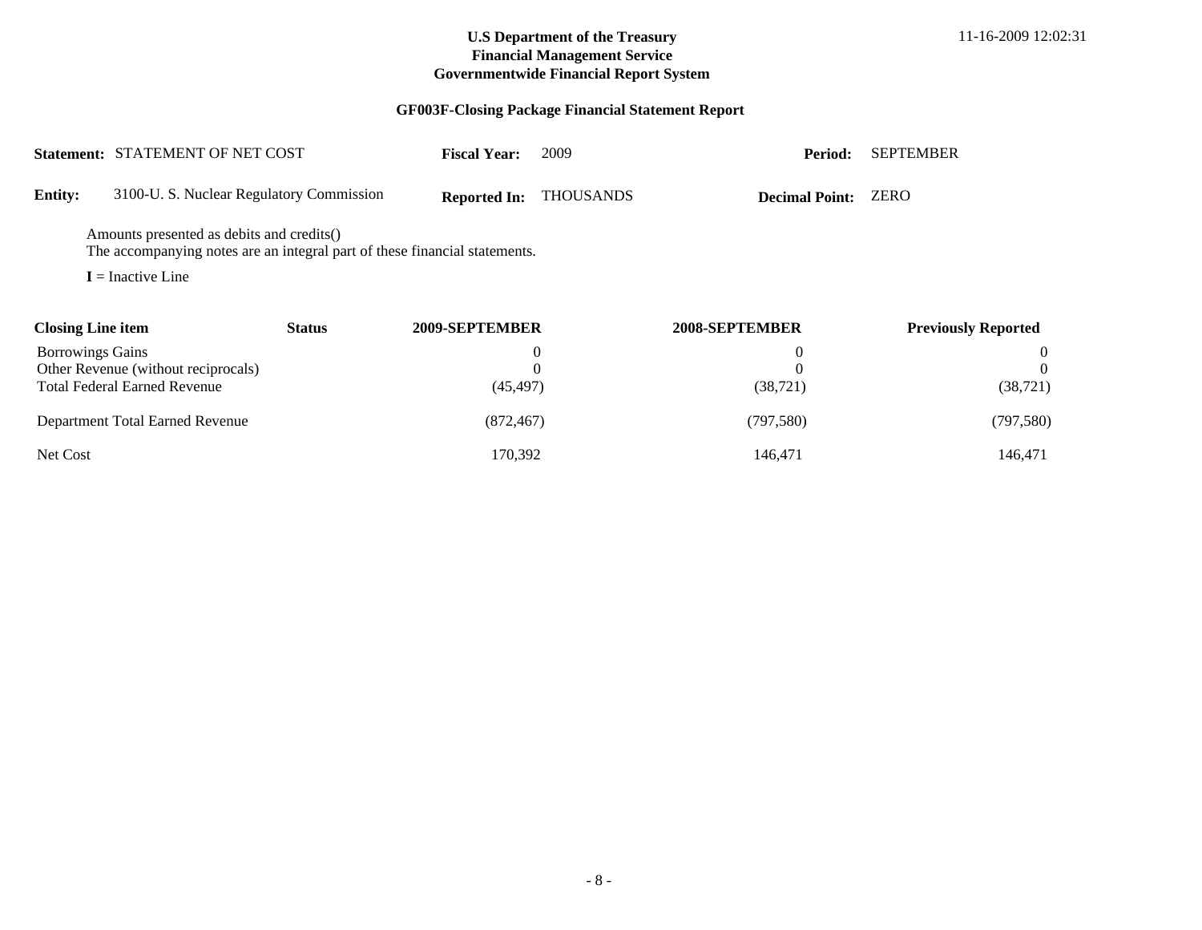**U.S Department of the Treasury**
**Financial Management Service**
**Governmentwide Financial Report System**

11-16-2009 12:02:31

**GF003F-Closing Package Financial Statement Report**

| | | | | | |
|---|---|---|---|---|---|
| **Statement:** | STATEMENT OF NET COST | **Fiscal Year:** | 2009 | **Period:** | SEPTEMBER |
| **Entity:** | 3100-U. S. Nuclear Regulatory Commission | **Reported In:** | THOUSANDS | **Decimal Point:** | ZERO |

Amounts presented as debits and credits()
The accompanying notes are an integral part of these financial statements.

**I** = Inactive Line

| Closing Line item | Status | 2009-SEPTEMBER | 2008-SEPTEMBER | Previously Reported |
|---|---|---|---|---|
| Borrowings Gains | | 0 | 0 | 0 |
| Other Revenue (without reciprocals) | | 0 | 0 | 0 |
| Total Federal Earned Revenue | | (45,497) | (38,721) | (38,721) |
| Department Total Earned Revenue | | (872,467) | (797,580) | (797,580) |
| Net Cost | | 170,392 | 146,471 | 146,471 |